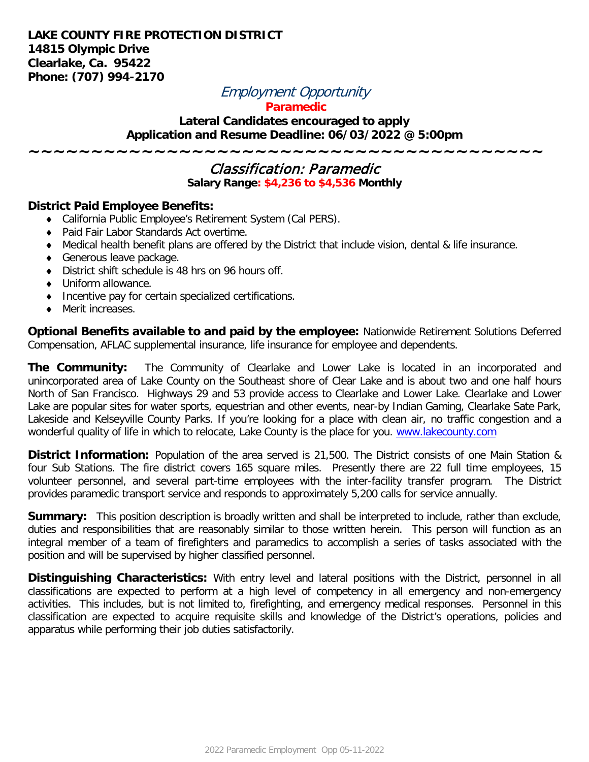**LAKE COUNTY FIRE PROTECTION DISTRICT**
**14815 Olympic Drive**
**Clearlake, Ca. 95422**
**Phone: (707) 994-2170**

# *Employment Opportunity*

## **Paramedic**

**Lateral Candidates encouraged to apply**
**Application and Resume Deadline: 06/03/2022 @ 5:00pm**

~~~~~~~~~~~~~~~~~~~~~~~~~~~~~~~~~~~~~~~~~~

## *Classification: Paramedic*

**Salary Range: $4,236 to $4,536 Monthly**

**District Paid Employee Benefits:**

- California Public Employee's Retirement System (Cal PERS).
- Paid Fair Labor Standards Act overtime.
- Medical health benefit plans are offered by the District that include vision, dental & life insurance.
- Generous leave package.
- District shift schedule is 48 hrs on 96 hours off.
- Uniform allowance.
- Incentive pay for certain specialized certifications.
- Merit increases.

**Optional Benefits available to and paid by the employee:** Nationwide Retirement Solutions Deferred Compensation, AFLAC supplemental insurance, life insurance for employee and dependents.

**The Community:** The Community of Clearlake and Lower Lake is located in an incorporated and unincorporated area of Lake County on the Southeast shore of Clear Lake and is about two and one half hours North of San Francisco. Highways 29 and 53 provide access to Clearlake and Lower Lake. Clearlake and Lower Lake are popular sites for water sports, equestrian and other events, near-by Indian Gaming, Clearlake Sate Park, Lakeside and Kelseyville County Parks. If you're looking for a place with clean air, no traffic congestion and a wonderful quality of life in which to relocate, Lake County is the place for you. www.lakecounty.com

**District Information:** Population of the area served is 21,500. The District consists of one Main Station & four Sub Stations. The fire district covers 165 square miles. Presently there are 22 full time employees, 15 volunteer personnel, and several part-time employees with the inter-facility transfer program. The District provides paramedic transport service and responds to approximately 5,200 calls for service annually.

**Summary:** This position description is broadly written and shall be interpreted to include, rather than exclude, duties and responsibilities that are reasonably similar to those written herein. This person will function as an integral member of a team of firefighters and paramedics to accomplish a series of tasks associated with the position and will be supervised by higher classified personnel.

**Distinguishing Characteristics:** With entry level and lateral positions with the District, personnel in all classifications are expected to perform at a high level of competency in all emergency and non-emergency activities. This includes, but is not limited to, firefighting, and emergency medical responses. Personnel in this classification are expected to acquire requisite skills and knowledge of the District's operations, policies and apparatus while performing their job duties satisfactorily.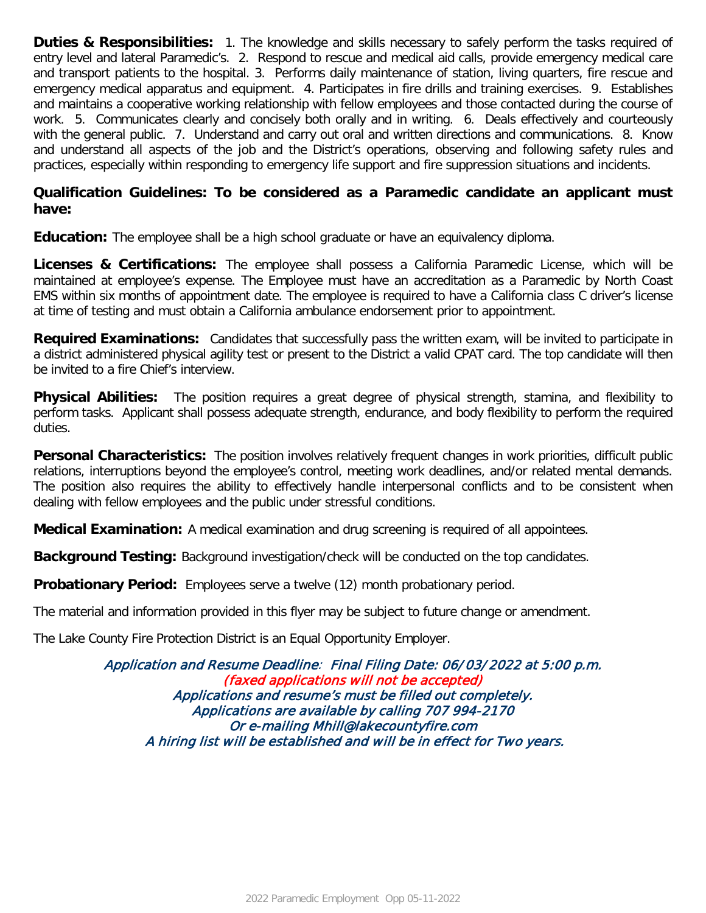**Duties & Responsibilities:** 1. The knowledge and skills necessary to safely perform the tasks required of entry level and lateral Paramedic's. 2. Respond to rescue and medical aid calls, provide emergency medical care and transport patients to the hospital. 3. Performs daily maintenance of station, living quarters, fire rescue and emergency medical apparatus and equipment. 4. Participates in fire drills and training exercises. 9. Establishes and maintains a cooperative working relationship with fellow employees and those contacted during the course of work. 5. Communicates clearly and concisely both orally and in writing. 6. Deals effectively and courteously with the general public. 7. Understand and carry out oral and written directions and communications. 8. Know and understand all aspects of the job and the District's operations, observing and following safety rules and practices, especially within responding to emergency life support and fire suppression situations and incidents.

**Qualification Guidelines: To be considered as a Paramedic candidate an applicant must have:**

**Education:** The employee shall be a high school graduate or have an equivalency diploma.

**Licenses & Certifications:** The employee shall possess a California Paramedic License, which will be maintained at employee's expense. The Employee must have an accreditation as a Paramedic by North Coast EMS within six months of appointment date. The employee is required to have a California class C driver's license at time of testing and must obtain a California ambulance endorsement prior to appointment.

**Required Examinations:** Candidates that successfully pass the written exam, will be invited to participate in a district administered physical agility test or present to the District a valid CPAT card. The top candidate will then be invited to a fire Chief's interview.

**Physical Abilities:** The position requires a great degree of physical strength, stamina, and flexibility to perform tasks. Applicant shall possess adequate strength, endurance, and body flexibility to perform the required duties.

**Personal Characteristics:** The position involves relatively frequent changes in work priorities, difficult public relations, interruptions beyond the employee's control, meeting work deadlines, and/or related mental demands. The position also requires the ability to effectively handle interpersonal conflicts and to be consistent when dealing with fellow employees and the public under stressful conditions.

**Medical Examination:** A medical examination and drug screening is required of all appointees.

**Background Testing:** Background investigation/check will be conducted on the top candidates.

**Probationary Period:** Employees serve a twelve (12) month probationary period.

The material and information provided in this flyer may be subject to future change or amendment.

The Lake County Fire Protection District is an Equal Opportunity Employer.

*Application and Resume Deadline: Final Filing Date: 06/03/2022 at 5:00 p.m.*
*(faxed applications will not be accepted)*
*Applications and resume's must be filled out completely.*
*Applications are available by calling 707 994-2170*
*Or e-mailing Mhill@lakecountyfire.com*
*A hiring list will be established and will be in effect for Two years.*

2022 Paramedic Employment Opp 05-11-2022